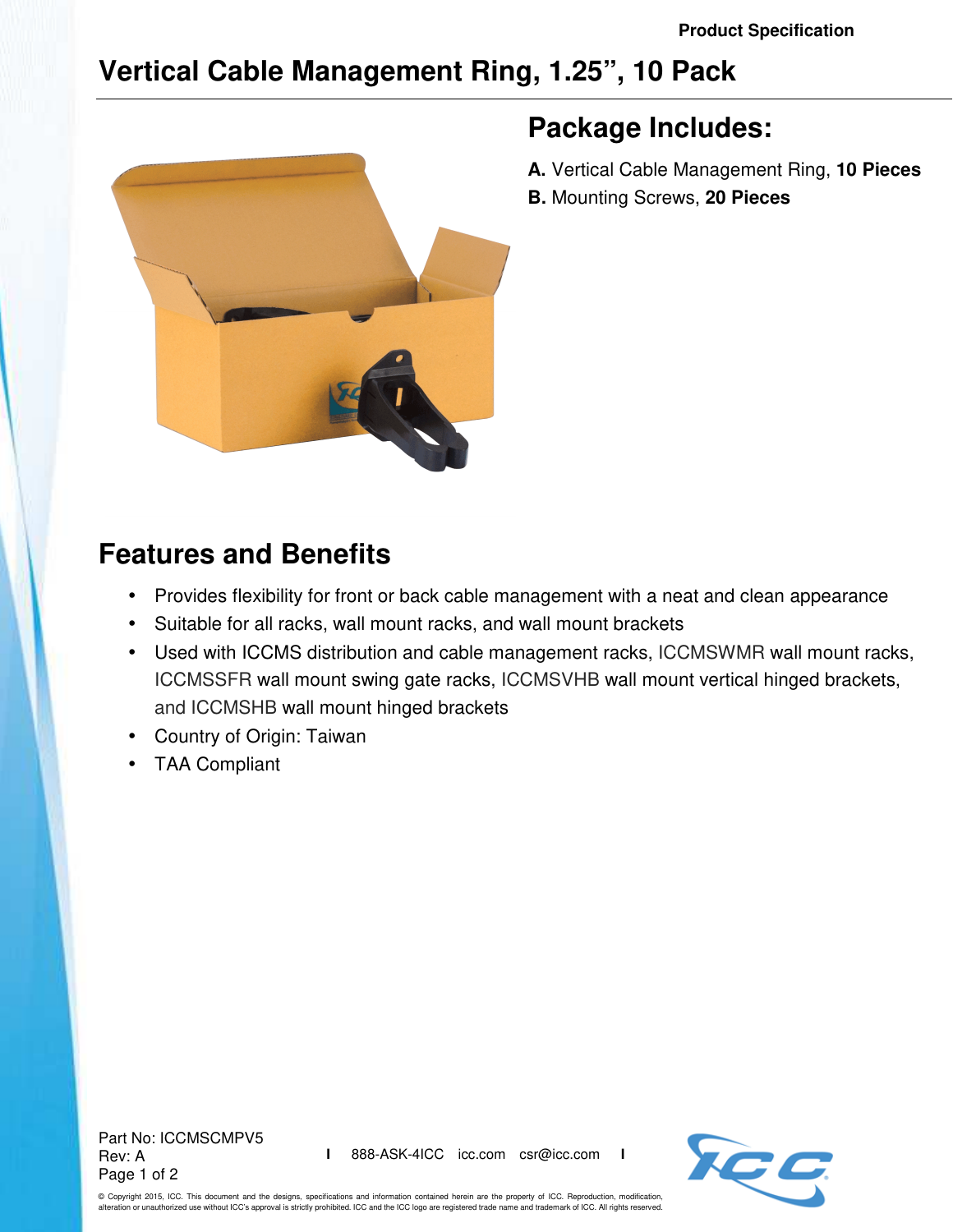Product Specification

# Vertical Cable Management Ring, 1.25", 10 Pack

## Package Includes:

**A.** Vertical Cable Management Ring, **10 Pieces**
**B.** Mounting Screws, **20 Pieces**

## Features and Benefits

- Provides flexibility for front or back cable management with a neat and clean appearance
- Suitable for all racks, wall mount racks, and wall mount brackets
- Used with ICCMS distribution and cable management racks, ICCMSWMR wall mount racks, ICCMSSFR wall mount swing gate racks, ICCMSVHB wall mount vertical hinged brackets, and ICCMSHB wall mount hinged brackets
- Country of Origin: Taiwan
- TAA Compliant

Part No: ICCMSCMPV5
Rev: A

888-ASK-4ICC icc.com csr@icc.com

© Copyright 2015, ICC. This document and the designs, specifications and information contained herein are the property of ICC. Reproduction, modification, alteration or unauthorized use without ICC's approval is strictly prohibited. ICC and the ICC logo are registered trade name and trademark of ICC. All rights reserved.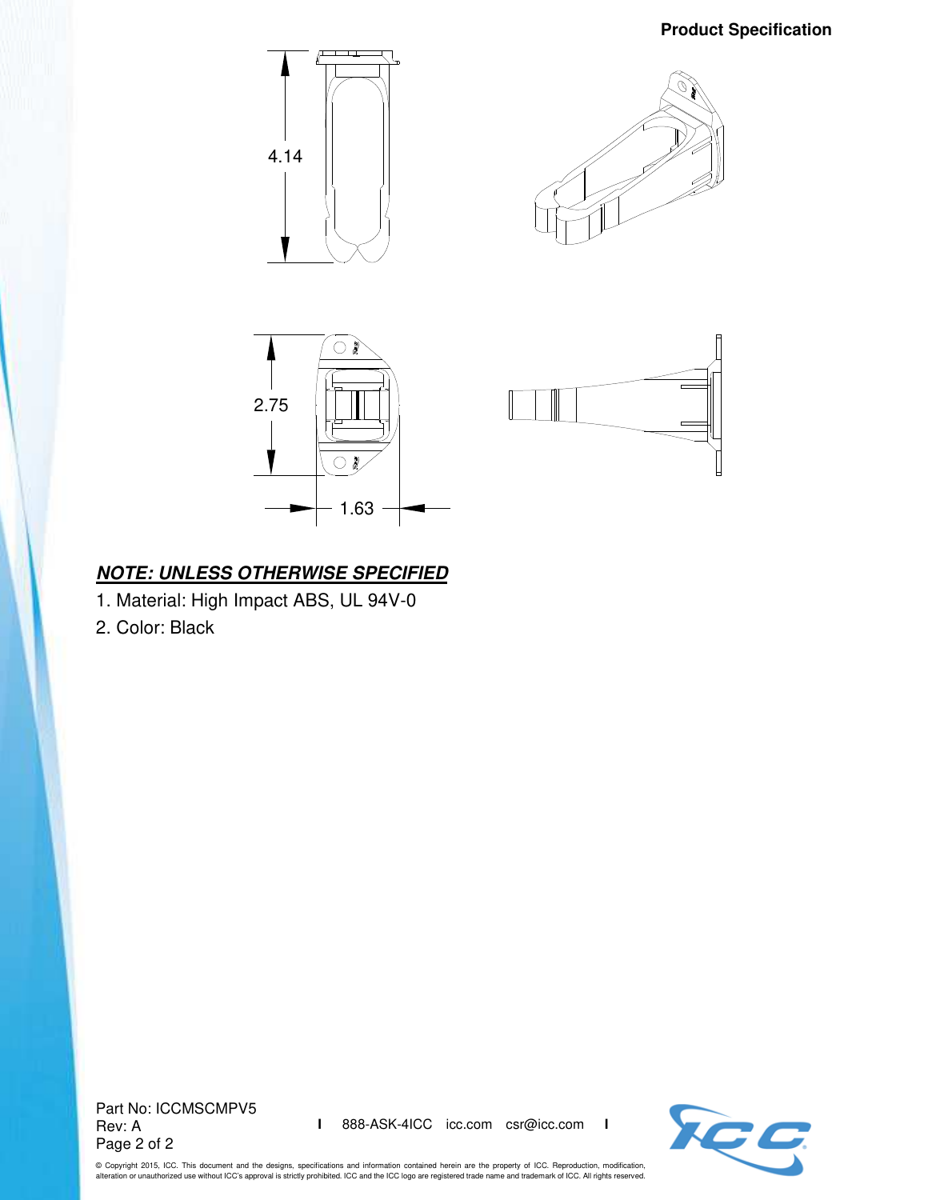4.14

2.75

1.63

***NOTE: UNLESS OTHERWISE SPECIFIED***

1. Material: High Impact ABS, UL 94V-0
2. Color: Black